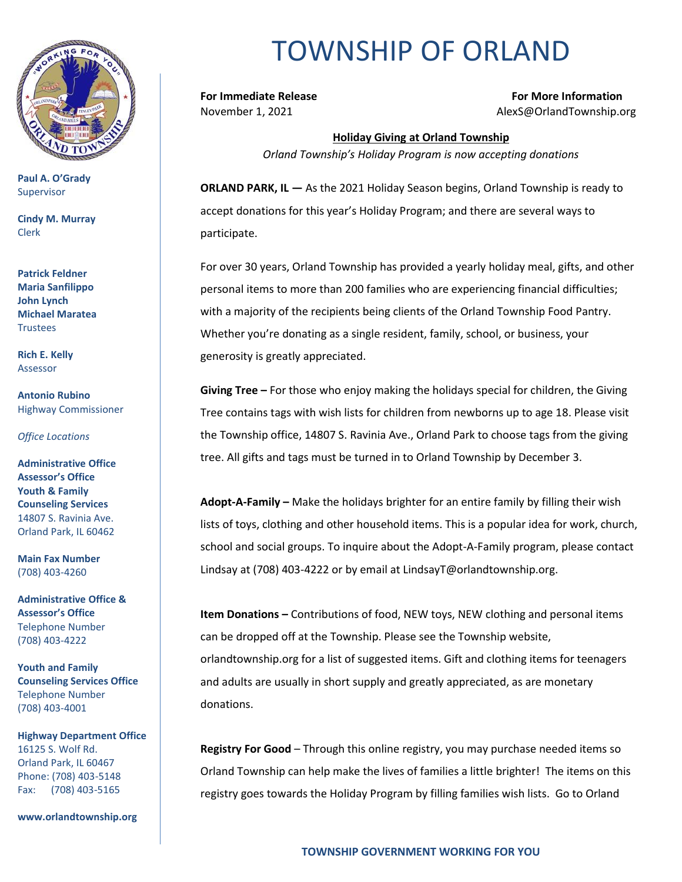# TOWNSHIP OF ORLAND

**Paul A. O'Grady**
Supervisor

**Cindy M. Murray**
Clerk

**Patrick Feldner**
**Maria Sanfilippo**
**John Lynch**
**Michael Maratea**
Trustees

**Rich E. Kelly**
Assessor

**Antonio Rubino**
Highway Commissioner

*Office Locations*

**Administrative Office**
**Assessor's Office**
**Youth & Family Counseling Services**
14807 S. Ravinia Ave.
Orland Park, IL 60462

**Main Fax Number**
(708) 403-4260

**Administrative Office & Assessor's Office**
Telephone Number
(708) 403-4222

**Youth and Family Counseling Services Office**
Telephone Number
(708) 403-4001

**Highway Department Office**
16125 S. Wolf Rd.
Orland Park, IL 60467
Phone: (708) 403-5148
Fax: (708) 403-5165

**www.orlandtownship.org**

---

**For Immediate Release**
November 1, 2021

**For More Information**
AlexS@OrlandTownship.org

**Holiday Giving at Orland Township**

*Orland Township's Holiday Program is now accepting donations*

**ORLAND PARK, IL —** As the 2021 Holiday Season begins, Orland Township is ready to accept donations for this year's Holiday Program; and there are several ways to participate.

For over 30 years, Orland Township has provided a yearly holiday meal, gifts, and other personal items to more than 200 families who are experiencing financial difficulties; with a majority of the recipients being clients of the Orland Township Food Pantry. Whether you're donating as a single resident, family, school, or business, your generosity is greatly appreciated.

**Giving Tree –** For those who enjoy making the holidays special for children, the Giving Tree contains tags with wish lists for children from newborns up to age 18. Please visit the Township office, 14807 S. Ravinia Ave., Orland Park to choose tags from the giving tree. All gifts and tags must be turned in to Orland Township by December 3.

**Adopt-A-Family –** Make the holidays brighter for an entire family by filling their wish lists of toys, clothing and other household items. This is a popular idea for work, church, school and social groups. To inquire about the Adopt-A-Family program, please contact Lindsay at (708) 403-4222 or by email at LindsayT@orlandtownship.org.

**Item Donations –** Contributions of food, NEW toys, NEW clothing and personal items can be dropped off at the Township. Please see the Township website, orlandtownship.org for a list of suggested items. Gift and clothing items for teenagers and adults are usually in short supply and greatly appreciated, as are monetary donations.

**Registry For Good** – Through this online registry, you may purchase needed items so Orland Township can help make the lives of families a little brighter! The items on this registry goes towards the Holiday Program by filling families wish lists. Go to Orland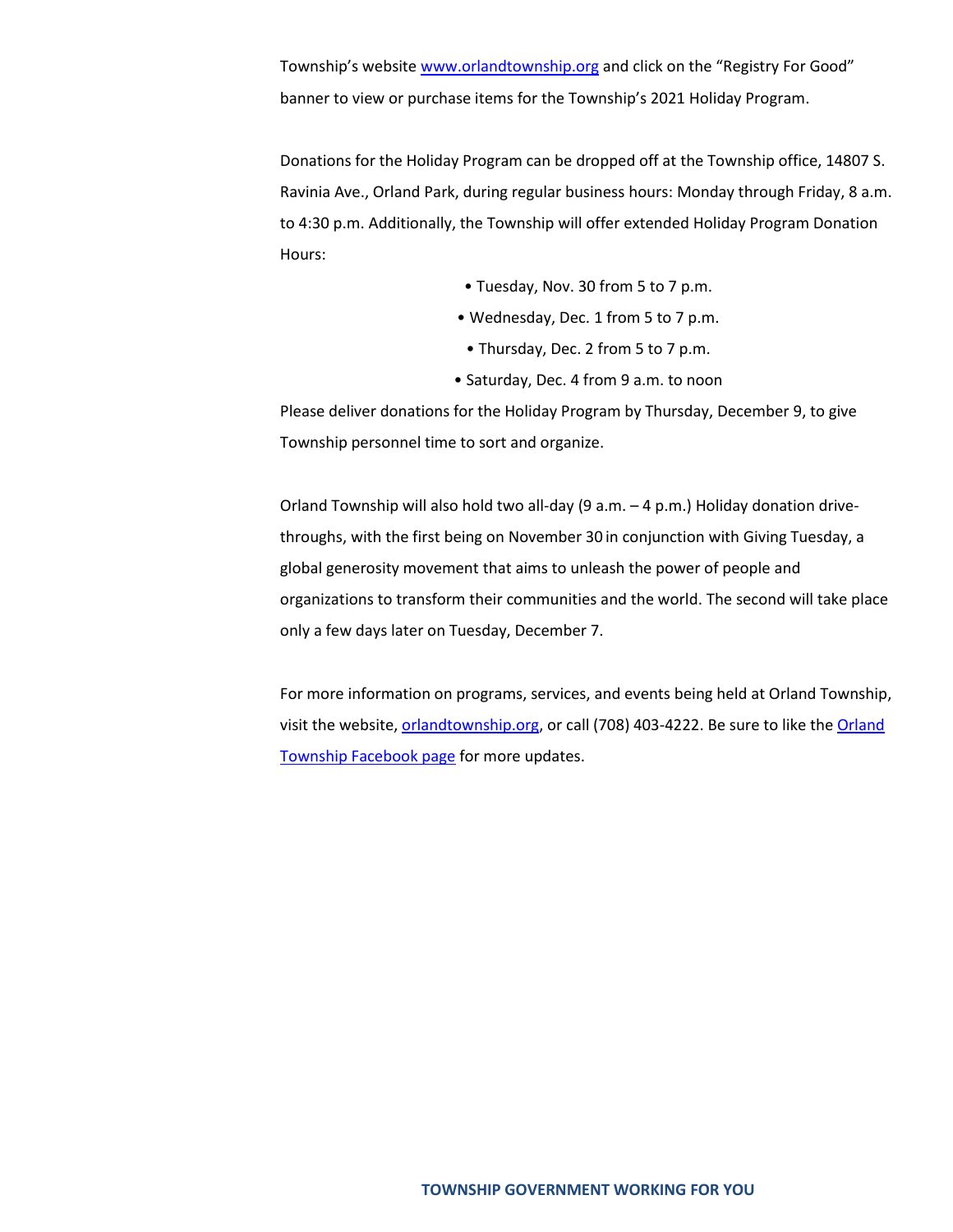Township's website [www.orlandtownship.org](http://www.orlandtownship.org) and click on the "Registry For Good" banner to view or purchase items for the Township's 2021 Holiday Program.

Donations for the Holiday Program can be dropped off at the Township office, 14807 S. Ravinia Ave., Orland Park, during regular business hours: Monday through Friday, 8 a.m. to 4:30 p.m. Additionally, the Township will offer extended Holiday Program Donation Hours:

- Tuesday, Nov. 30 from 5 to 7 p.m.
- Wednesday, Dec. 1 from 5 to 7 p.m.
- Thursday, Dec. 2 from 5 to 7 p.m.
- Saturday, Dec. 4 from 9 a.m. to noon

Please deliver donations for the Holiday Program by Thursday, December 9, to give Township personnel time to sort and organize.

Orland Township will also hold two all-day (9 a.m. – 4 p.m.) Holiday donation drive-throughs, with the first being on November 30 in conjunction with Giving Tuesday, a global generosity movement that aims to unleash the power of people and organizations to transform their communities and the world. The second will take place only a few days later on Tuesday, December 7.

For more information on programs, services, and events being held at Orland Township, visit the website, [orlandtownship.org](http://orlandtownship.org), or call (708) 403-4222. Be sure to like the Orland Township Facebook page for more updates.

**TOWNSHIP GOVERNMENT WORKING FOR YOU**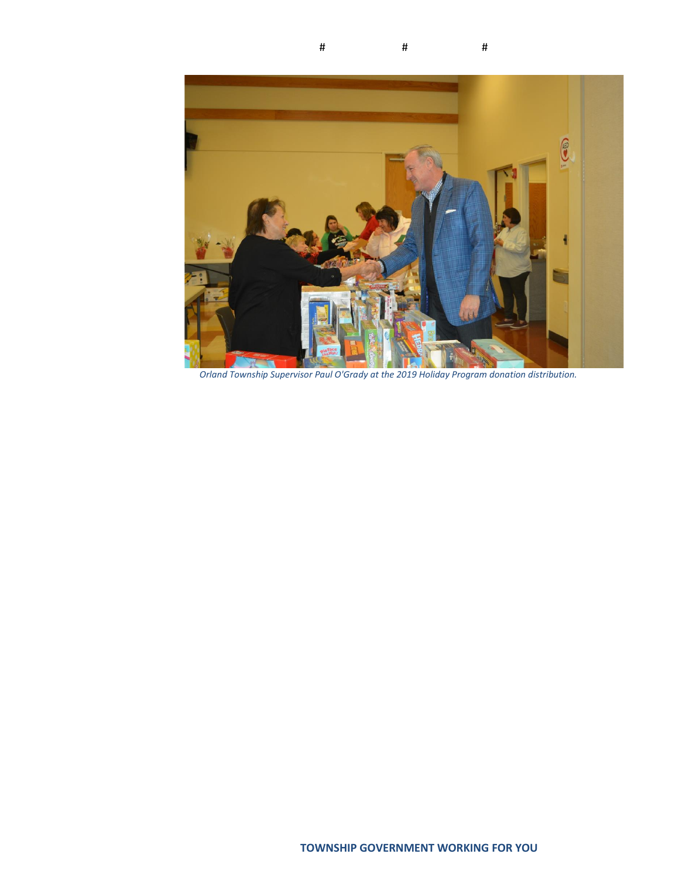# # #

*Orland Township Supervisor Paul O'Grady at the 2019 Holiday Program donation distribution.*

**TOWNSHIP GOVERNMENT WORKING FOR YOU**